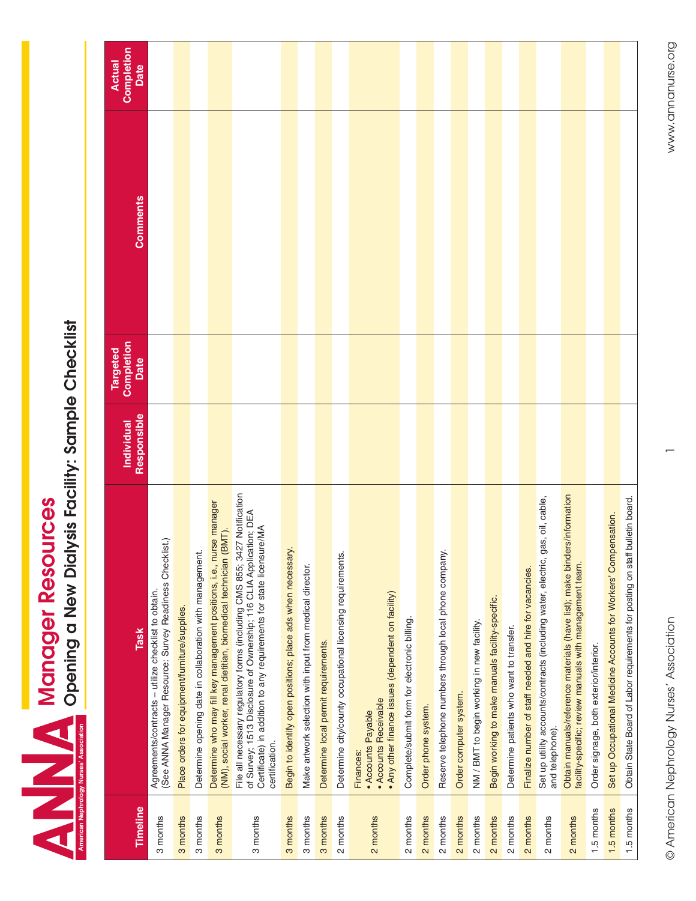# Manager Resources

## Opening a New Dialysis Facility: Sample Checklist

| Timeline | Task | Individual Responsible | Targeted Completion Date | Comments | Actual Completion Date |
|---|---|---|---|---|---|
| 3 months | Agreements/contracts – utilize checklist to obtain. (See ANNA Manager Resource: Survey Readiness Checklist.) | | | | |
| 3 months | Place orders for equipment/furniture/supplies. | | | | |
| 3 months | Determine opening date in collaboration with management. | | | | |
| 3 months | Determine who may fill key management positions, i.e., nurse manager (NM), social worker, renal dietitian, biomedical technician (BMT). | | | | |
| 3 months | File all necessary regulatory forms (including CMS 855; 3427 Notification of Survey; 1513 Disclosure of Ownership; 116 CLIA Application; DEA Certificate) in addition to any requirements for state licensure/MA certification. | | | | |
| 3 months | Begin to identify open positions; place ads when necessary. | | | | |
| 3 months | Make artwork selection with input from medical director. | | | | |
| 3 months | Determine local permit requirements. | | | | |
| 2 months | Determine city/county occupational licensing requirements. | | | | |
| 2 months | Finances:<br>• Accounts Payable<br>• Accounts Receivable<br>• Any other finance issues (dependent on facility) | | | | |
| 2 months | Complete/submit form for electronic billing. | | | | |
| 2 months | Order phone system. | | | | |
| 2 months | Reserve telephone numbers through local phone company. | | | | |
| 2 months | Order computer system. | | | | |
| 2 months | NM / BMT to begin working in new facility. | | | | |
| 2 months | Begin working to make manuals facility-specific. | | | | |
| 2 months | Determine patients who want to transfer. | | | | |
| 2 months | Finalize number of staff needed and hire for vacancies. | | | | |
| 2 months | Set up utility accounts/contracts (including water, electric, gas, oil, cable, and telephone). | | | | |
| 2 months | Obtain manuals/reference materials (have list); make binders/information facility-specific; review manuals with management team. | | | | |
| 1.5 months | Order signage, both exterior/interior. | | | | |
| 1.5 months | Set up Occupational Medicine Accounts for Workers' Compensation. | | | | |
| 1.5 months | Obtain State Board of Labor requirements for posting on staff bulletin board. | | | | |

© American Nephrology Nurses' Association

www.annanurse.org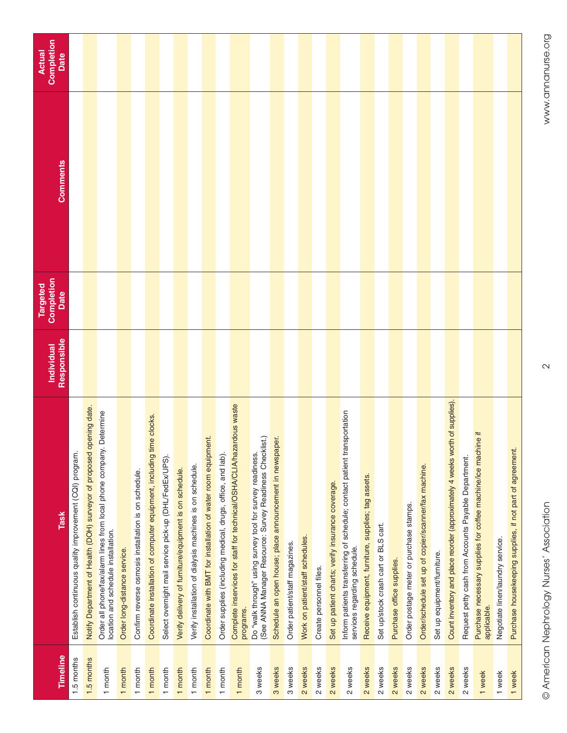| Timeline | Task | Individual Responsible | Targeted Completion Date | Comments | Actual Completion Date |
|---|---|---|---|---|---|
| 1.5 months | Establish continuous quality improvement (CQI) program. | | | | |
| 1.5 months | Notify Department of Health (DOH) surveyor of proposed opening date. | | | | |
| 1 month | Order all phone/fax/alarm lines from local phone company. Determine location and schedule installation. | | | | |
| 1 month | Order long-distance service. | | | | |
| 1 month | Confirm reverse osmosis installation is on schedule. | | | | |
| 1 month | Coordinate installation of computer equipment, including time clocks. | | | | |
| 1 month | Select overnight mail service pick-up (DHL/FedEx/UPS). | | | | |
| 1 month | Verify delivery of furniture/equipment is on schedule. | | | | |
| 1 month | Verify installation of dialysis machines is on schedule. | | | | |
| 1 month | Coordinate with BMT for installation of water room equipment. | | | | |
| 1 month | Order supplies (including medical, drugs, office, and lab). | | | | |
| 1 month | Complete inservices for staff for technical/OSHA/CLIA/hazardous waste programs. | | | | |
| 3 weeks | Do "walk through" using survey tool for survey readiness. (See ANNA Manager Resource: Survey Readiness Checklist.) | | | | |
| 3 weeks | Schedule an open house; place announcement in newspaper. | | | | |
| 3 weeks | Order patient/staff magazines. | | | | |
| 2 weeks | Work on patient/staff schedules. | | | | |
| 2 weeks | Create personnel files. | | | | |
| 2 weeks | Set up patient charts; verify insurance coverage. | | | | |
| 2 weeks | Inform patients transferring of schedule; contact patient transportation services regarding schedule. | | | | |
| 2 weeks | Receive equipment, furniture, supplies; tag assets. | | | | |
| 2 weeks | Set up/stock crash cart or BLS cart. | | | | |
| 2 weeks | Purchase office supplies. | | | | |
| 2 weeks | Order postage meter or purchase stamps. | | | | |
| 2 weeks | Order/schedule set up of copier/scanner/fax machine. | | | | |
| 2 weeks | Set up equipment/furniture. | | | | |
| 2 weeks | Count inventory and place reorder (approximately 4 weeks worth of supplies). | | | | |
| 2 weeks | Request petty cash from Accounts Payable Department. | | | | |
| 1 week | Purchase necessary supplies for coffee machine/ice machine if applicable. | | | | |
| 1 week | Negotiate linen/laundry service. | | | | |
| 1 week | Purchase housekeeping supplies, if not part of agreement. | | | | |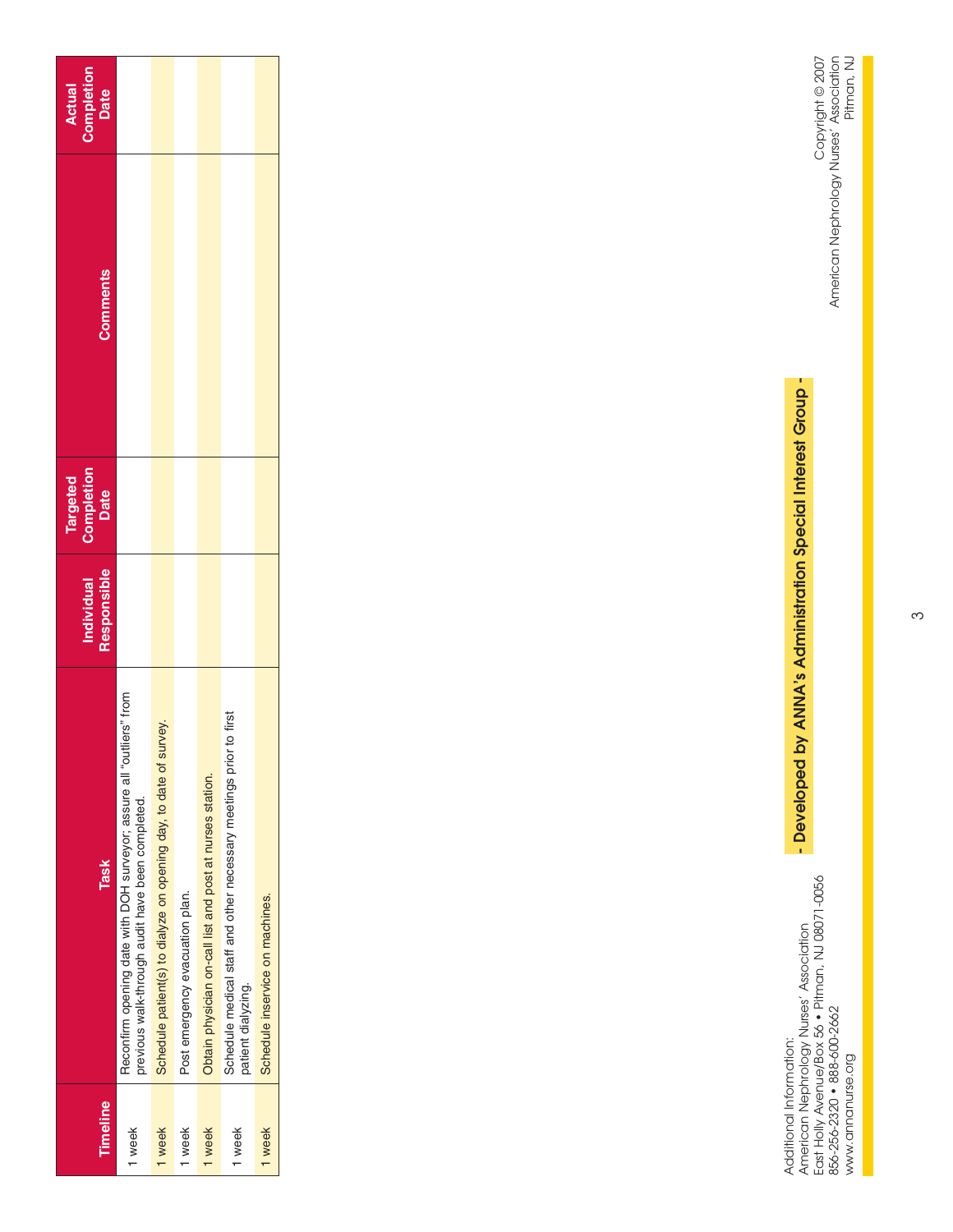| Timeline | Task | Individual Responsible | Targeted Completion Date | Comments | Actual Completion Date |
|---|---|---|---|---|---|
| 1 week | Reconfirm opening date with DOH surveyor; assure all "outliers" from previous walk-through audit have been completed. | | | | |
| 1 week | Schedule patient(s) to dialyze on opening day, to date of survey. | | | | |
| 1 week | Post emergency evacuation plan. | | | | |
| 1 week | Obtain physician on-call list and post at nurses station. | | | | |
| 1 week | Schedule medical staff and other necessary meetings prior to first patient dialyzing. | | | | |
| 1 week | Schedule inservice on machines. | | | | |

**- Developed by ANNA's Administration Special Interest Group -**

Additional Information:
American Nephrology Nurses' Association
East Holly Avenue/Box 56 • Pitman, NJ 08071-0056
856-256-2320 • 888-600-2662
www.annanurse.org

Copyright © 2007
American Nephrology Nurses' Association
Pitman, NJ